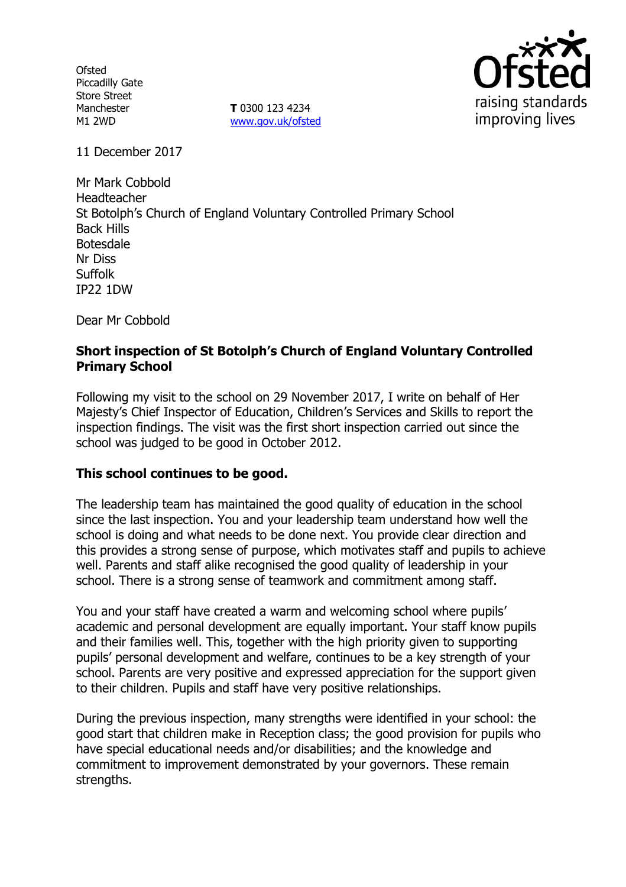Ofsted
Piccadilly Gate
Store Street
Manchester
M1 2WD

**T** 0300 123 4234
www.gov.uk/ofsted

raising standards
improving lives

11 December 2017

Mr Mark Cobbold
Headteacher
St Botolph's Church of England Voluntary Controlled Primary School
Back Hills
Botesdale
Nr Diss
Suffolk
IP22 1DW

Dear Mr Cobbold

**Short inspection of St Botolph's Church of England Voluntary Controlled Primary School**

Following my visit to the school on 29 November 2017, I write on behalf of Her Majesty's Chief Inspector of Education, Children's Services and Skills to report the inspection findings. The visit was the first short inspection carried out since the school was judged to be good in October 2012.

**This school continues to be good.**

The leadership team has maintained the good quality of education in the school since the last inspection. You and your leadership team understand how well the school is doing and what needs to be done next. You provide clear direction and this provides a strong sense of purpose, which motivates staff and pupils to achieve well. Parents and staff alike recognised the good quality of leadership in your school. There is a strong sense of teamwork and commitment among staff.

You and your staff have created a warm and welcoming school where pupils' academic and personal development are equally important. Your staff know pupils and their families well. This, together with the high priority given to supporting pupils' personal development and welfare, continues to be a key strength of your school. Parents are very positive and expressed appreciation for the support given to their children. Pupils and staff have very positive relationships.

During the previous inspection, many strengths were identified in your school: the good start that children make in Reception class; the good provision for pupils who have special educational needs and/or disabilities; and the knowledge and commitment to improvement demonstrated by your governors. These remain strengths.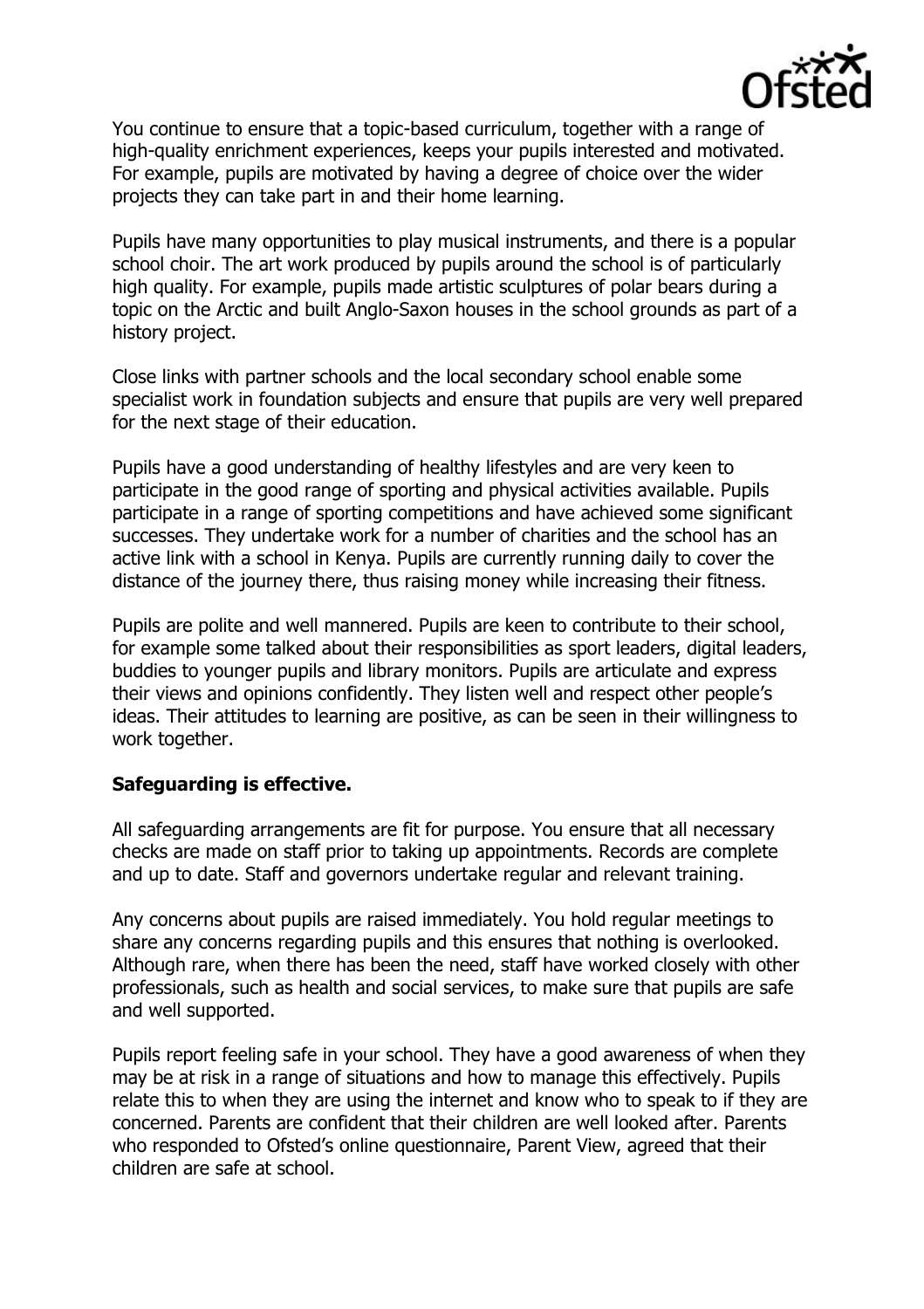You continue to ensure that a topic-based curriculum, together with a range of high-quality enrichment experiences, keeps your pupils interested and motivated. For example, pupils are motivated by having a degree of choice over the wider projects they can take part in and their home learning.

Pupils have many opportunities to play musical instruments, and there is a popular school choir. The art work produced by pupils around the school is of particularly high quality. For example, pupils made artistic sculptures of polar bears during a topic on the Arctic and built Anglo-Saxon houses in the school grounds as part of a history project.

Close links with partner schools and the local secondary school enable some specialist work in foundation subjects and ensure that pupils are very well prepared for the next stage of their education.

Pupils have a good understanding of healthy lifestyles and are very keen to participate in the good range of sporting and physical activities available. Pupils participate in a range of sporting competitions and have achieved some significant successes. They undertake work for a number of charities and the school has an active link with a school in Kenya. Pupils are currently running daily to cover the distance of the journey there, thus raising money while increasing their fitness.

Pupils are polite and well mannered. Pupils are keen to contribute to their school, for example some talked about their responsibilities as sport leaders, digital leaders, buddies to younger pupils and library monitors. Pupils are articulate and express their views and opinions confidently. They listen well and respect other people's ideas. Their attitudes to learning are positive, as can be seen in their willingness to work together.

**Safeguarding is effective.**

All safeguarding arrangements are fit for purpose. You ensure that all necessary checks are made on staff prior to taking up appointments. Records are complete and up to date. Staff and governors undertake regular and relevant training.

Any concerns about pupils are raised immediately. You hold regular meetings to share any concerns regarding pupils and this ensures that nothing is overlooked. Although rare, when there has been the need, staff have worked closely with other professionals, such as health and social services, to make sure that pupils are safe and well supported.

Pupils report feeling safe in your school. They have a good awareness of when they may be at risk in a range of situations and how to manage this effectively. Pupils relate this to when they are using the internet and know who to speak to if they are concerned. Parents are confident that their children are well looked after. Parents who responded to Ofsted's online questionnaire, Parent View, agreed that their children are safe at school.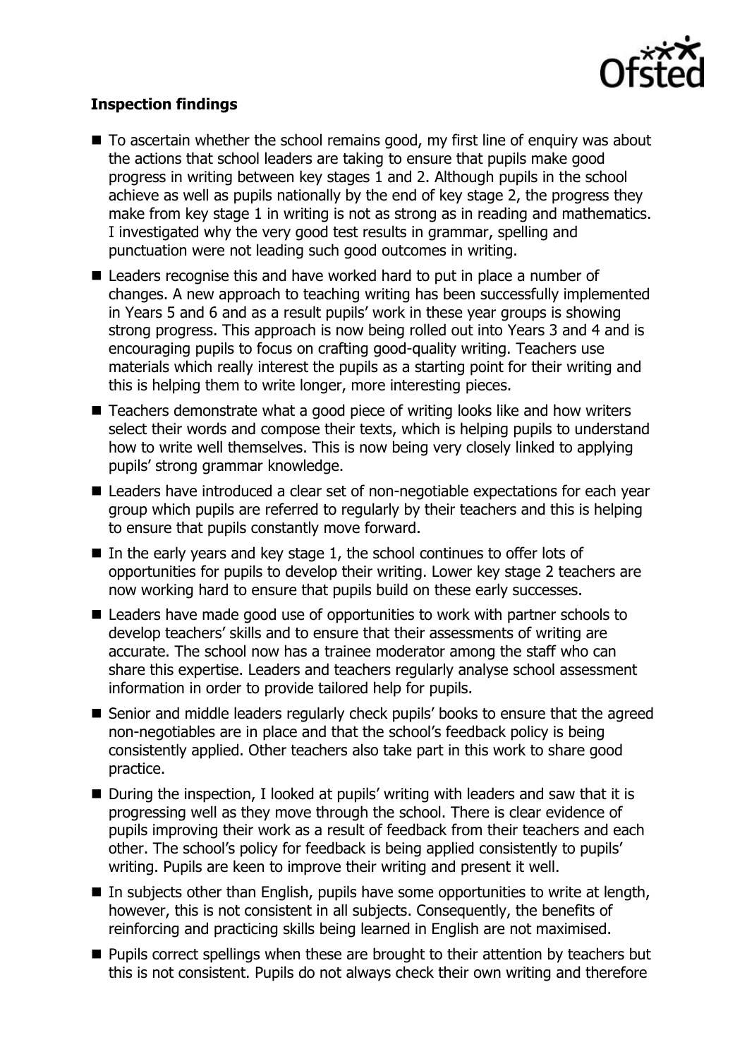**Inspection findings**

- To ascertain whether the school remains good, my first line of enquiry was about the actions that school leaders are taking to ensure that pupils make good progress in writing between key stages 1 and 2. Although pupils in the school achieve as well as pupils nationally by the end of key stage 2, the progress they make from key stage 1 in writing is not as strong as in reading and mathematics. I investigated why the very good test results in grammar, spelling and punctuation were not leading such good outcomes in writing.
- Leaders recognise this and have worked hard to put in place a number of changes. A new approach to teaching writing has been successfully implemented in Years 5 and 6 and as a result pupils' work in these year groups is showing strong progress. This approach is now being rolled out into Years 3 and 4 and is encouraging pupils to focus on crafting good-quality writing. Teachers use materials which really interest the pupils as a starting point for their writing and this is helping them to write longer, more interesting pieces.
- Teachers demonstrate what a good piece of writing looks like and how writers select their words and compose their texts, which is helping pupils to understand how to write well themselves. This is now being very closely linked to applying pupils' strong grammar knowledge.
- Leaders have introduced a clear set of non-negotiable expectations for each year group which pupils are referred to regularly by their teachers and this is helping to ensure that pupils constantly move forward.
- In the early years and key stage 1, the school continues to offer lots of opportunities for pupils to develop their writing. Lower key stage 2 teachers are now working hard to ensure that pupils build on these early successes.
- Leaders have made good use of opportunities to work with partner schools to develop teachers' skills and to ensure that their assessments of writing are accurate. The school now has a trainee moderator among the staff who can share this expertise. Leaders and teachers regularly analyse school assessment information in order to provide tailored help for pupils.
- Senior and middle leaders regularly check pupils' books to ensure that the agreed non-negotiables are in place and that the school's feedback policy is being consistently applied. Other teachers also take part in this work to share good practice.
- During the inspection, I looked at pupils' writing with leaders and saw that it is progressing well as they move through the school. There is clear evidence of pupils improving their work as a result of feedback from their teachers and each other. The school's policy for feedback is being applied consistently to pupils' writing. Pupils are keen to improve their writing and present it well.
- In subjects other than English, pupils have some opportunities to write at length, however, this is not consistent in all subjects. Consequently, the benefits of reinforcing and practicing skills being learned in English are not maximised.
- Pupils correct spellings when these are brought to their attention by teachers but this is not consistent. Pupils do not always check their own writing and therefore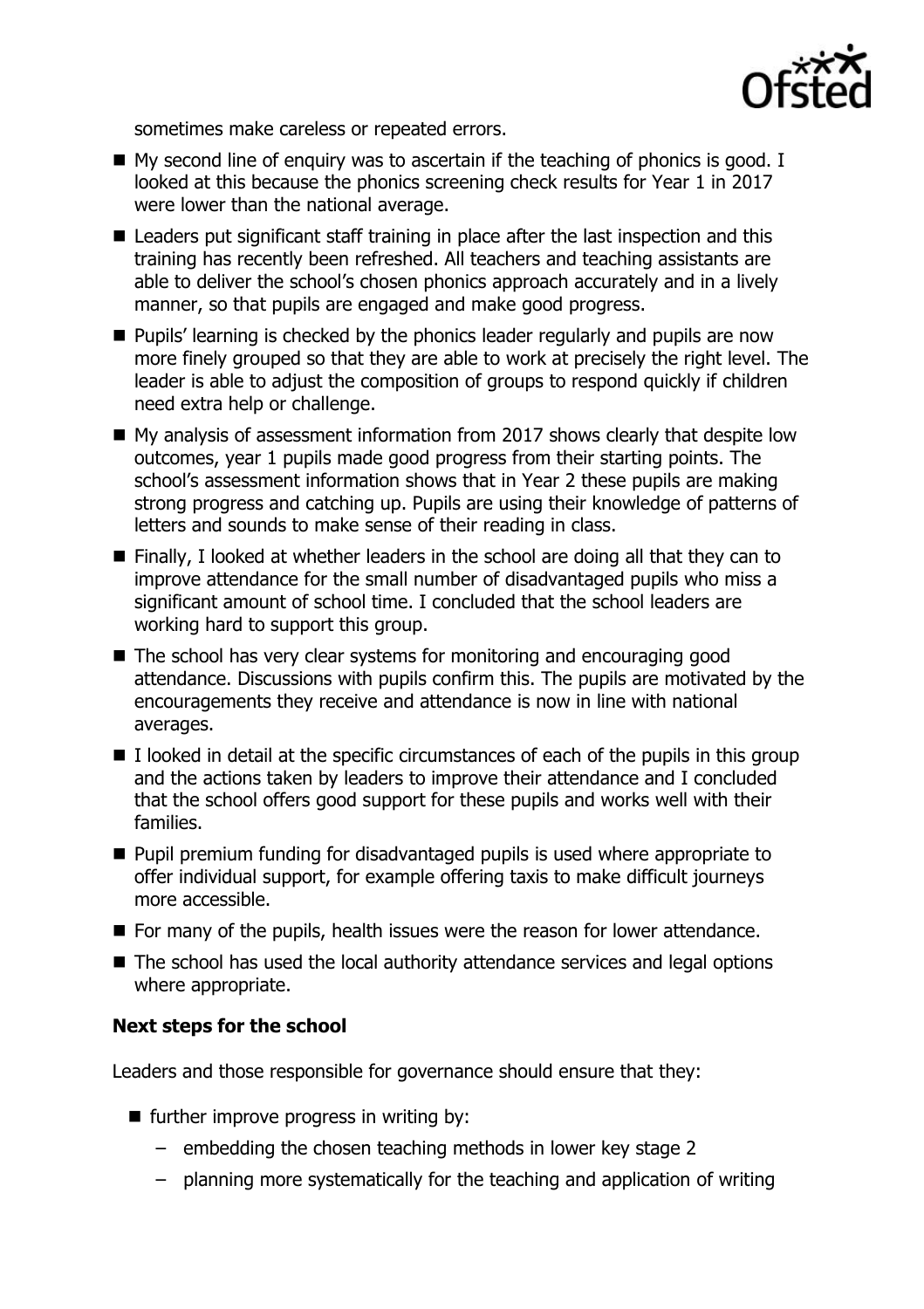sometimes make careless or repeated errors.

- My second line of enquiry was to ascertain if the teaching of phonics is good. I looked at this because the phonics screening check results for Year 1 in 2017 were lower than the national average.
- Leaders put significant staff training in place after the last inspection and this training has recently been refreshed. All teachers and teaching assistants are able to deliver the school's chosen phonics approach accurately and in a lively manner, so that pupils are engaged and make good progress.
- Pupils' learning is checked by the phonics leader regularly and pupils are now more finely grouped so that they are able to work at precisely the right level. The leader is able to adjust the composition of groups to respond quickly if children need extra help or challenge.
- My analysis of assessment information from 2017 shows clearly that despite low outcomes, year 1 pupils made good progress from their starting points. The school's assessment information shows that in Year 2 these pupils are making strong progress and catching up. Pupils are using their knowledge of patterns of letters and sounds to make sense of their reading in class.
- Finally, I looked at whether leaders in the school are doing all that they can to improve attendance for the small number of disadvantaged pupils who miss a significant amount of school time. I concluded that the school leaders are working hard to support this group.
- The school has very clear systems for monitoring and encouraging good attendance. Discussions with pupils confirm this. The pupils are motivated by the encouragements they receive and attendance is now in line with national averages.
- I looked in detail at the specific circumstances of each of the pupils in this group and the actions taken by leaders to improve their attendance and I concluded that the school offers good support for these pupils and works well with their families.
- Pupil premium funding for disadvantaged pupils is used where appropriate to offer individual support, for example offering taxis to make difficult journeys more accessible.
- For many of the pupils, health issues were the reason for lower attendance.
- The school has used the local authority attendance services and legal options where appropriate.

### Next steps for the school

Leaders and those responsible for governance should ensure that they:

- further improve progress in writing by:
  - embedding the chosen teaching methods in lower key stage 2
  - planning more systematically for the teaching and application of writing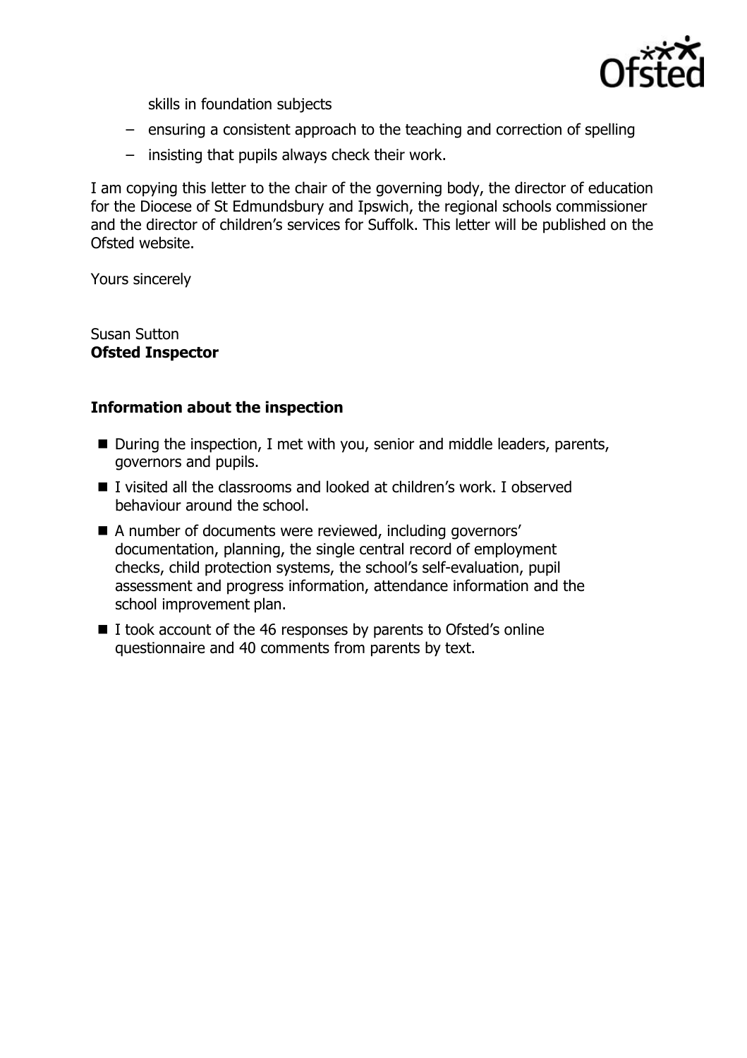skills in foundation subjects

- ensuring a consistent approach to the teaching and correction of spelling
- insisting that pupils always check their work.

I am copying this letter to the chair of the governing body, the director of education for the Diocese of St Edmundsbury and Ipswich, the regional schools commissioner and the director of children's services for Suffolk. This letter will be published on the Ofsted website.

Yours sincerely

Susan Sutton
**Ofsted Inspector**

## Information about the inspection

- During the inspection, I met with you, senior and middle leaders, parents, governors and pupils.
- I visited all the classrooms and looked at children's work. I observed behaviour around the school.
- A number of documents were reviewed, including governors' documentation, planning, the single central record of employment checks, child protection systems, the school's self-evaluation, pupil assessment and progress information, attendance information and the school improvement plan.
- I took account of the 46 responses by parents to Ofsted's online questionnaire and 40 comments from parents by text.